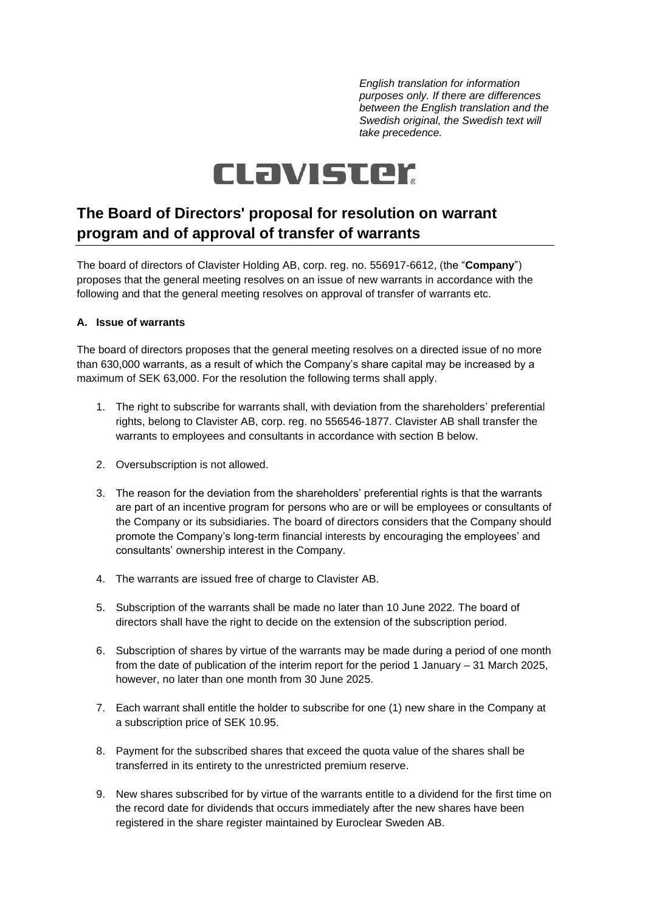*English translation for information purposes only. If there are differences between the English translation and the Swedish original, the Swedish text will take precedence.*

CLAVISTER

# The Board of Directors' proposal for resolution on warrant program and of approval of transfer of warrants

The board of directors of Clavister Holding AB, corp. reg. no. 556917-6612, (the "**Company**") proposes that the general meeting resolves on an issue of new warrants in accordance with the following and that the general meeting resolves on approval of transfer of warrants etc.

### A. Issue of warrants

The board of directors proposes that the general meeting resolves on a directed issue of no more than 630,000 warrants, as a result of which the Company's share capital may be increased by a maximum of SEK 63,000. For the resolution the following terms shall apply.

1. The right to subscribe for warrants shall, with deviation from the shareholders' preferential rights, belong to Clavister AB, corp. reg. no 556546-1877. Clavister AB shall transfer the warrants to employees and consultants in accordance with section B below.
2. Oversubscription is not allowed.
3. The reason for the deviation from the shareholders' preferential rights is that the warrants are part of an incentive program for persons who are or will be employees or consultants of the Company or its subsidiaries. The board of directors considers that the Company should promote the Company's long-term financial interests by encouraging the employees' and consultants' ownership interest in the Company.
4. The warrants are issued free of charge to Clavister AB.
5. Subscription of the warrants shall be made no later than 10 June 2022. The board of directors shall have the right to decide on the extension of the subscription period.
6. Subscription of shares by virtue of the warrants may be made during a period of one month from the date of publication of the interim report for the period 1 January – 31 March 2025, however, no later than one month from 30 June 2025.
7. Each warrant shall entitle the holder to subscribe for one (1) new share in the Company at a subscription price of SEK 10.95.
8. Payment for the subscribed shares that exceed the quota value of the shares shall be transferred in its entirety to the unrestricted premium reserve.
9. New shares subscribed for by virtue of the warrants entitle to a dividend for the first time on the record date for dividends that occurs immediately after the new shares have been registered in the share register maintained by Euroclear Sweden AB.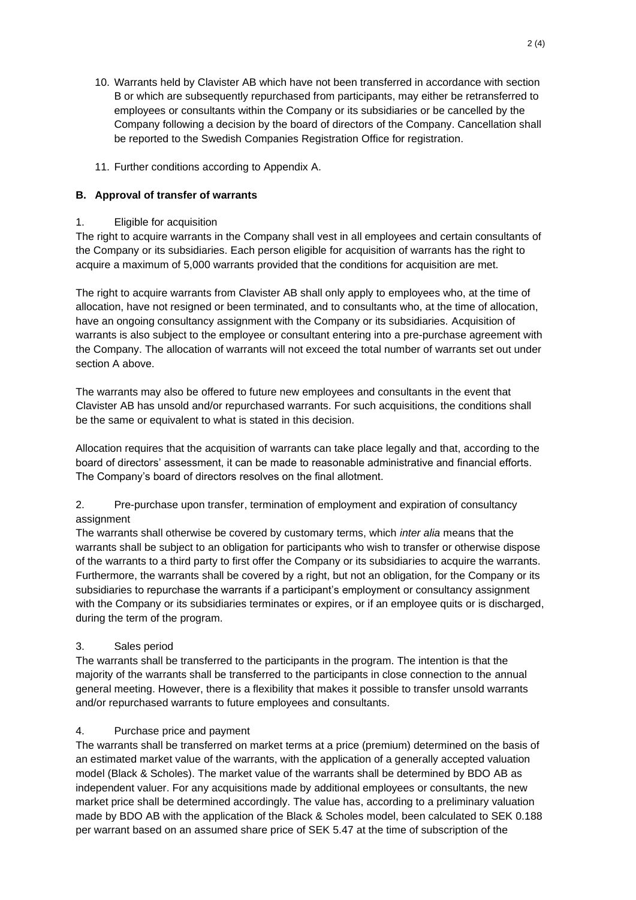10. Warrants held by Clavister AB which have not been transferred in accordance with section B or which are subsequently repurchased from participants, may either be retransferred to employees or consultants within the Company or its subsidiaries or be cancelled by the Company following a decision by the board of directors of the Company. Cancellation shall be reported to the Swedish Companies Registration Office for registration.

11. Further conditions according to Appendix A.

## B. Approval of transfer of warrants

1. Eligible for acquisition

The right to acquire warrants in the Company shall vest in all employees and certain consultants of the Company or its subsidiaries. Each person eligible for acquisition of warrants has the right to acquire a maximum of 5,000 warrants provided that the conditions for acquisition are met.

The right to acquire warrants from Clavister AB shall only apply to employees who, at the time of allocation, have not resigned or been terminated, and to consultants who, at the time of allocation, have an ongoing consultancy assignment with the Company or its subsidiaries. Acquisition of warrants is also subject to the employee or consultant entering into a pre-purchase agreement with the Company. The allocation of warrants will not exceed the total number of warrants set out under section A above.

The warrants may also be offered to future new employees and consultants in the event that Clavister AB has unsold and/or repurchased warrants. For such acquisitions, the conditions shall be the same or equivalent to what is stated in this decision.

Allocation requires that the acquisition of warrants can take place legally and that, according to the board of directors' assessment, it can be made to reasonable administrative and financial efforts. The Company's board of directors resolves on the final allotment.

2. Pre-purchase upon transfer, termination of employment and expiration of consultancy assignment

The warrants shall otherwise be covered by customary terms, which *inter alia* means that the warrants shall be subject to an obligation for participants who wish to transfer or otherwise dispose of the warrants to a third party to first offer the Company or its subsidiaries to acquire the warrants. Furthermore, the warrants shall be covered by a right, but not an obligation, for the Company or its subsidiaries to repurchase the warrants if a participant's employment or consultancy assignment with the Company or its subsidiaries terminates or expires, or if an employee quits or is discharged, during the term of the program.

3. Sales period

The warrants shall be transferred to the participants in the program. The intention is that the majority of the warrants shall be transferred to the participants in close connection to the annual general meeting. However, there is a flexibility that makes it possible to transfer unsold warrants and/or repurchased warrants to future employees and consultants.

4. Purchase price and payment

The warrants shall be transferred on market terms at a price (premium) determined on the basis of an estimated market value of the warrants, with the application of a generally accepted valuation model (Black & Scholes). The market value of the warrants shall be determined by BDO AB as independent valuer. For any acquisitions made by additional employees or consultants, the new market price shall be determined accordingly. The value has, according to a preliminary valuation made by BDO AB with the application of the Black & Scholes model, been calculated to SEK 0.188 per warrant based on an assumed share price of SEK 5.47 at the time of subscription of the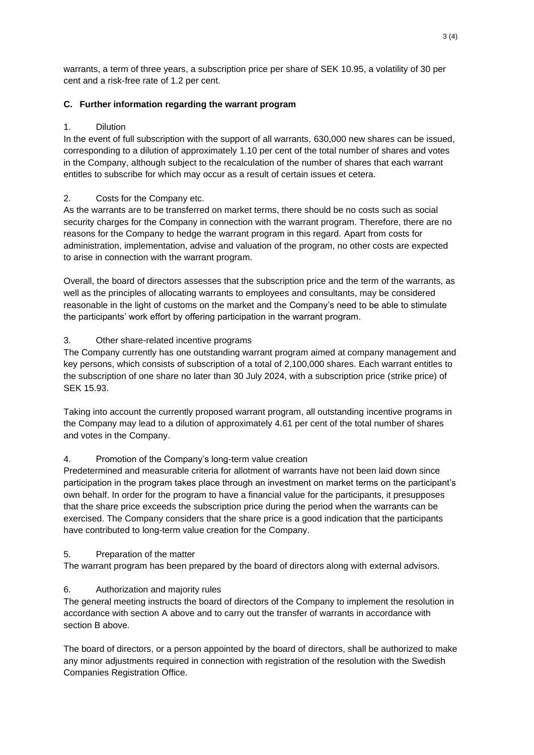warrants, a term of three years, a subscription price per share of SEK 10.95, a volatility of 30 per cent and a risk-free rate of 1.2 per cent.

### C. Further information regarding the warrant program

1. Dilution

In the event of full subscription with the support of all warrants, 630,000 new shares can be issued, corresponding to a dilution of approximately 1.10 per cent of the total number of shares and votes in the Company, although subject to the recalculation of the number of shares that each warrant entitles to subscribe for which may occur as a result of certain issues et cetera.

2. Costs for the Company etc.

As the warrants are to be transferred on market terms, there should be no costs such as social security charges for the Company in connection with the warrant program. Therefore, there are no reasons for the Company to hedge the warrant program in this regard. Apart from costs for administration, implementation, advise and valuation of the program, no other costs are expected to arise in connection with the warrant program.

Overall, the board of directors assesses that the subscription price and the term of the warrants, as well as the principles of allocating warrants to employees and consultants, may be considered reasonable in the light of customs on the market and the Company's need to be able to stimulate the participants' work effort by offering participation in the warrant program.

3. Other share-related incentive programs

The Company currently has one outstanding warrant program aimed at company management and key persons, which consists of subscription of a total of 2,100,000 shares. Each warrant entitles to the subscription of one share no later than 30 July 2024, with a subscription price (strike price) of SEK 15.93.

Taking into account the currently proposed warrant program, all outstanding incentive programs in the Company may lead to a dilution of approximately 4.61 per cent of the total number of shares and votes in the Company.

4. Promotion of the Company's long-term value creation

Predetermined and measurable criteria for allotment of warrants have not been laid down since participation in the program takes place through an investment on market terms on the participant's own behalf. In order for the program to have a financial value for the participants, it presupposes that the share price exceeds the subscription price during the period when the warrants can be exercised. The Company considers that the share price is a good indication that the participants have contributed to long-term value creation for the Company.

5. Preparation of the matter

The warrant program has been prepared by the board of directors along with external advisors.

6. Authorization and majority rules

The general meeting instructs the board of directors of the Company to implement the resolution in accordance with section A above and to carry out the transfer of warrants in accordance with section B above.

The board of directors, or a person appointed by the board of directors, shall be authorized to make any minor adjustments required in connection with registration of the resolution with the Swedish Companies Registration Office.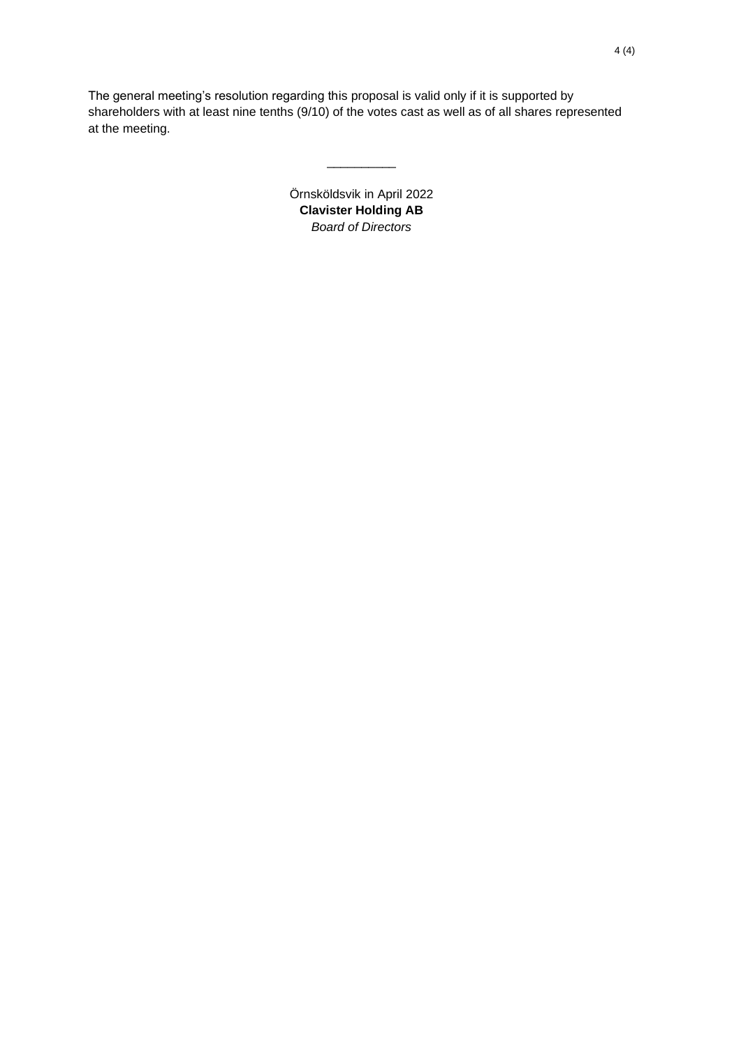The general meeting's resolution regarding this proposal is valid only if it is supported by shareholders with at least nine tenths (9/10) of the votes cast as well as of all shares represented at the meeting.

\_\_\_\_\_\_\_\_\_\_

Örnsköldsvik in April 2022
**Clavister Holding AB**
*Board of Directors*